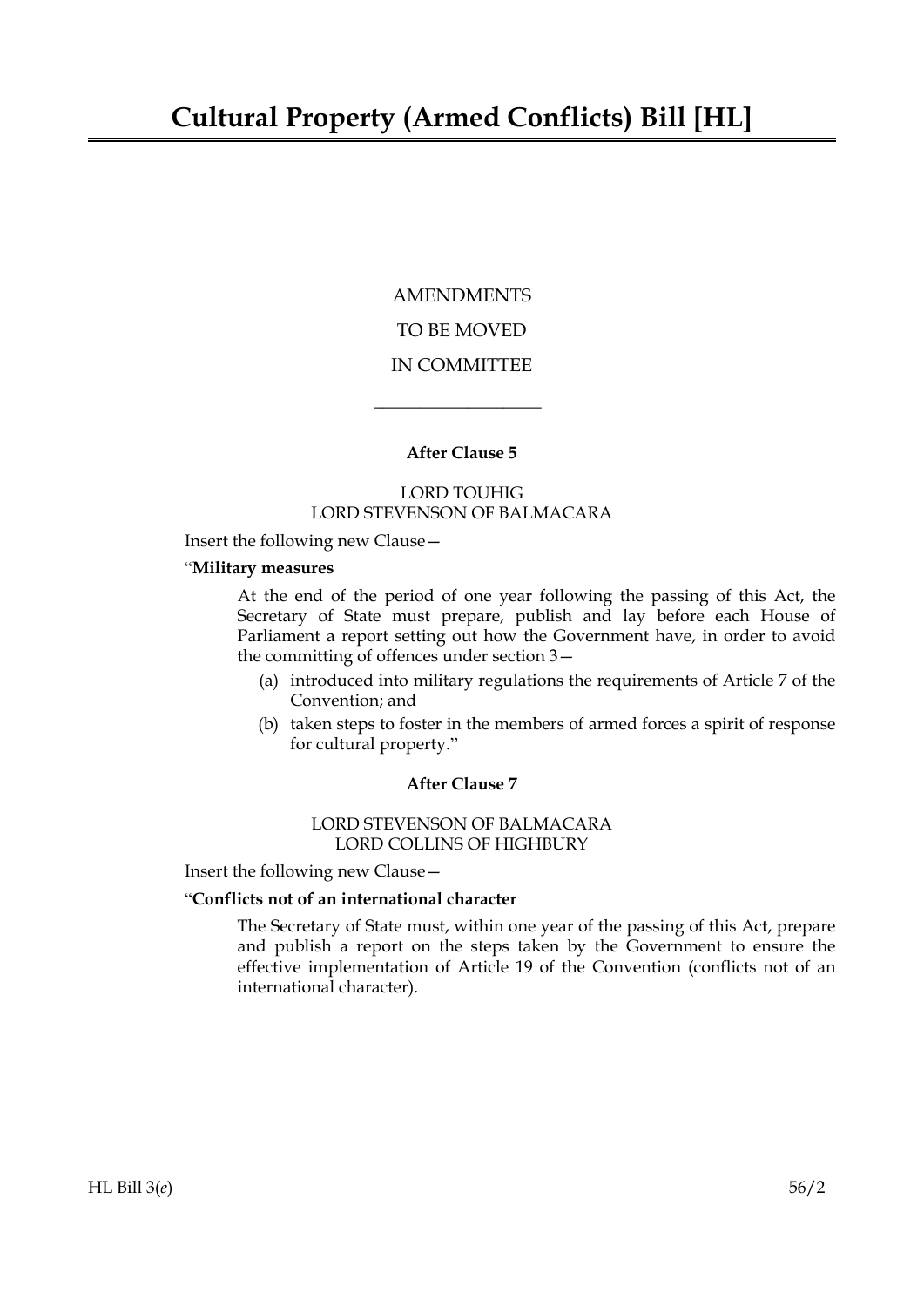# Cultural Property (Armed Conflicts) Bill [HL]

AMENDMENTS

TO BE MOVED

IN COMMITTEE

---

**After Clause 5**

LORD TOUHIG
LORD STEVENSON OF BALMACARA

Insert the following new Clause—

"**Military measures**

At the end of the period of one year following the passing of this Act, the Secretary of State must prepare, publish and lay before each House of Parliament a report setting out how the Government have, in order to avoid the committing of offences under section 3—

(a) introduced into military regulations the requirements of Article 7 of the Convention; and

(b) taken steps to foster in the members of armed forces a spirit of response for cultural property."

**After Clause 7**

LORD STEVENSON OF BALMACARA
LORD COLLINS OF HIGHBURY

Insert the following new Clause—

"**Conflicts not of an international character**

The Secretary of State must, within one year of the passing of this Act, prepare and publish a report on the steps taken by the Government to ensure the effective implementation of Article 19 of the Convention (conflicts not of an international character).

HL Bill 3(*e*) 56/2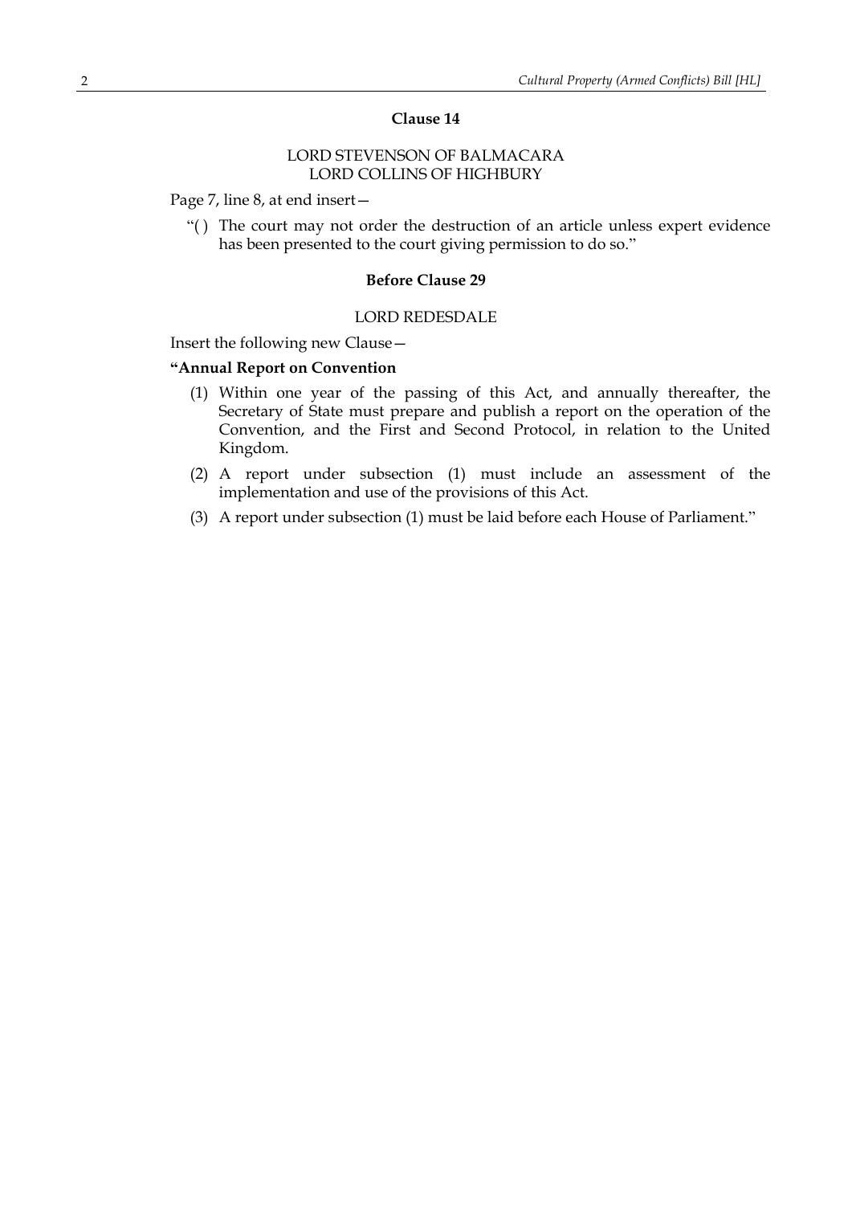**Clause 14**

LORD STEVENSON OF BALMACARA
LORD COLLINS OF HIGHBURY

Page 7, line 8, at end insert—

"( ) The court may not order the destruction of an article unless expert evidence has been presented to the court giving permission to do so."

**Before Clause 29**

LORD REDESDALE

Insert the following new Clause—

**"Annual Report on Convention**

(1) Within one year of the passing of this Act, and annually thereafter, the Secretary of State must prepare and publish a report on the operation of the Convention, and the First and Second Protocol, in relation to the United Kingdom.

(2) A report under subsection (1) must include an assessment of the implementation and use of the provisions of this Act.

(3) A report under subsection (1) must be laid before each House of Parliament."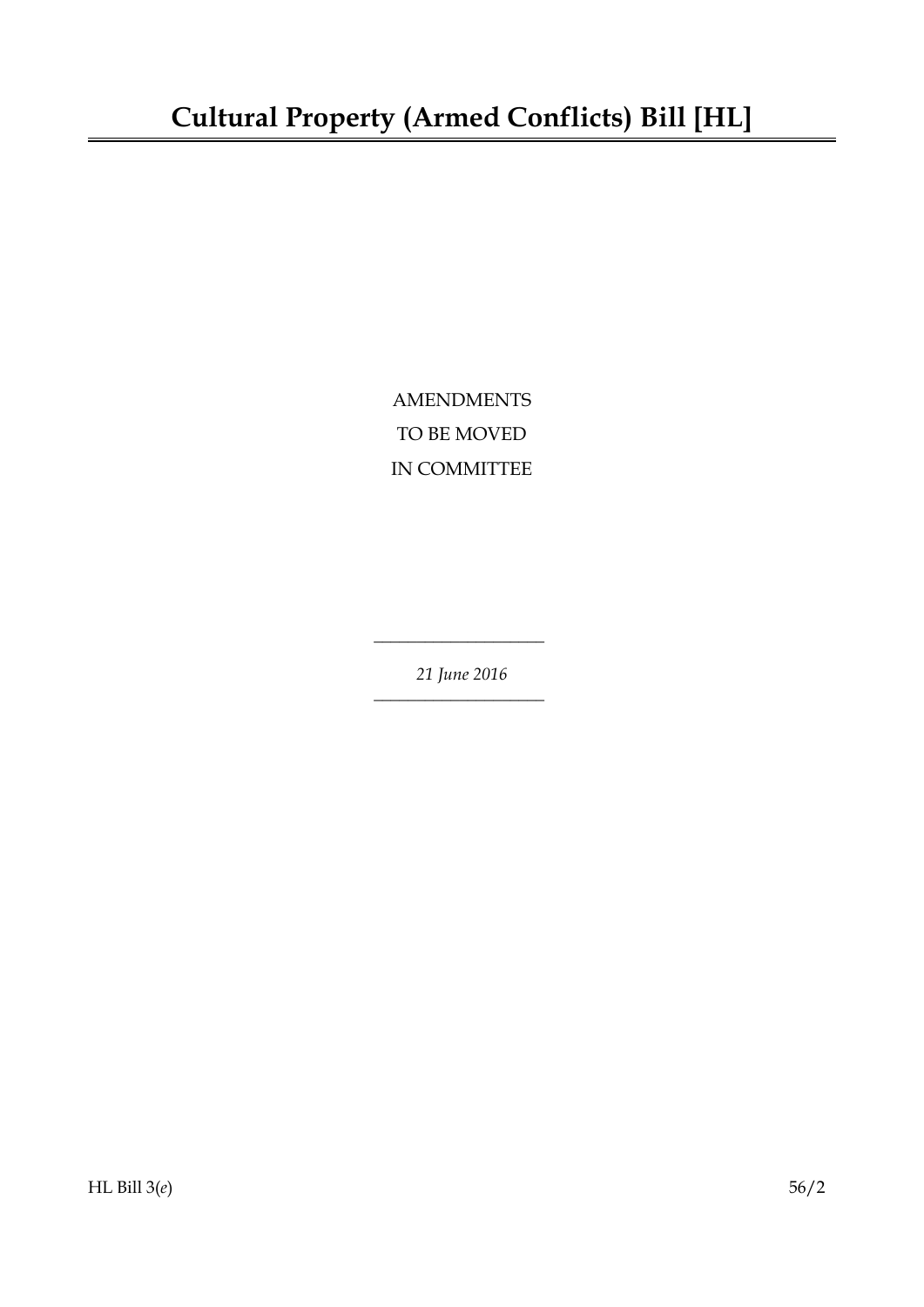# Cultural Property (Armed Conflicts) Bill [HL]

AMENDMENTS
TO BE MOVED
IN COMMITTEE

---

*21 June 2016*

---

HL Bill 3(*e*) 56/2